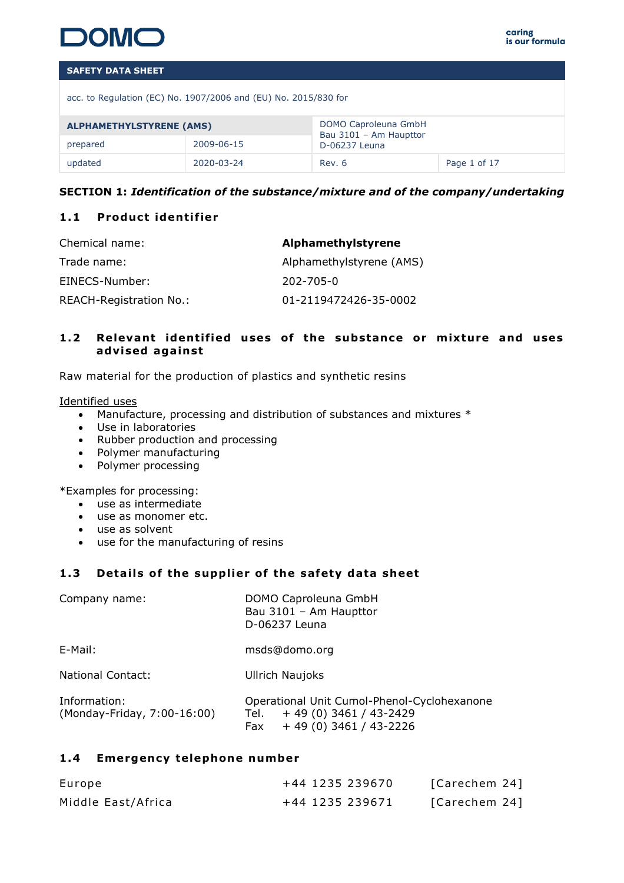**SAFETY DATA SHEET**

acc. to Regulation (EC) No. 1907/2006 and (EU) No. 2015/830 for

| ALPHAMETHYLSTYRENE (AMS) | | DOMO Caproleuna GmbH Bau 3101 – Am Haupttor D-06237 Leuna | |
|---|---|---|---|
| prepared | 2009-06-15 | | |
| updated | 2020-03-24 | Rev. 6 | |

## SECTION 1: *Identification of the substance/mixture and of the company/undertaking*

### 1.1 Product identifier

| | |
|---|---|
| Chemical name: | **Alphamethylstyrene** |
| Trade name: | Alphamethylstyrene (AMS) |
| EINECS-Number: | 202-705-0 |
| REACH-Registration No.: | 01-2119472426-35-0002 |

### 1.2 Relevant identified uses of the substance or mixture and uses advised against

Raw material for the production of plastics and synthetic resins

Identified uses

- Manufacture, processing and distribution of substances and mixtures *
- Use in laboratories
- Rubber production and processing
- Polymer manufacturing
- Polymer processing

*Examples for processing:

- use as intermediate
- use as monomer etc.
- use as solvent
- use for the manufacturing of resins

### 1.3 Details of the supplier of the safety data sheet

| | |
|---|---|
| Company name: | DOMO Caproleuna GmbH<br>Bau 3101 – Am Haupttor<br>D-06237 Leuna |
| E-Mail: | msds@domo.org |
| National Contact: | Ullrich Naujoks |
| Information:<br>(Monday-Friday, 7:00-16:00) | Operational Unit Cumol-Phenol-Cyclohexanone<br>Tel. + 49 (0) 3461 / 43-2429<br>Fax + 49 (0) 3461 / 43-2226 |

### 1.4 Emergency telephone number

| | | |
|---|---|---|
| Europe | +44 1235 239670 | [Carechem 24] |
| Middle East/Africa | +44 1235 239671 | [Carechem 24] |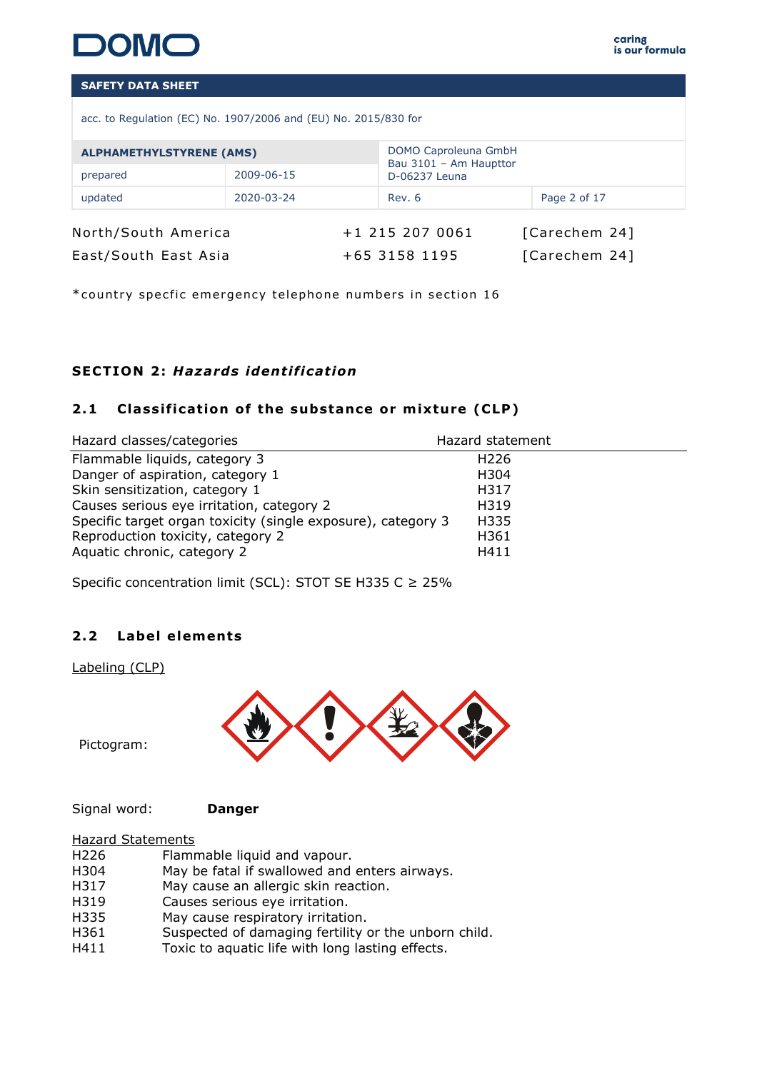| | | |
|---|---|---|
| North/South America | +1 215 207 0061 | [Carechem 24] |
| East/South East Asia | +65 3158 1195 | [Carechem 24] |

*country specfic emergency telephone numbers in section 16

## SECTION 2: *Hazards identification*

### 2.1 Classification of the substance or mixture (CLP)

| Hazard classes/categories | Hazard statement |
|---|---|
| Flammable liquids, category 3 | H226 |
| Danger of aspiration, category 1 | H304 |
| Skin sensitization, category 1 | H317 |
| Causes serious eye irritation, category 2 | H319 |
| Specific target organ toxicity (single exposure), category 3 | H335 |
| Reproduction toxicity, category 2 | H361 |
| Aquatic chronic, category 2 | H411 |

Specific concentration limit (SCL): STOT SE H335 C ≥ 25%

### 2.2 Label elements

Labeling (CLP)

Pictogram:

Signal word: **Danger**

Hazard Statements

| | |
|---|---|
| H226 | Flammable liquid and vapour. |
| H304 | May be fatal if swallowed and enters airways. |
| H317 | May cause an allergic skin reaction. |
| H319 | Causes serious eye irritation. |
| H335 | May cause respiratory irritation. |
| H361 | Suspected of damaging fertility or the unborn child. |
| H411 | Toxic to aquatic life with long lasting effects. |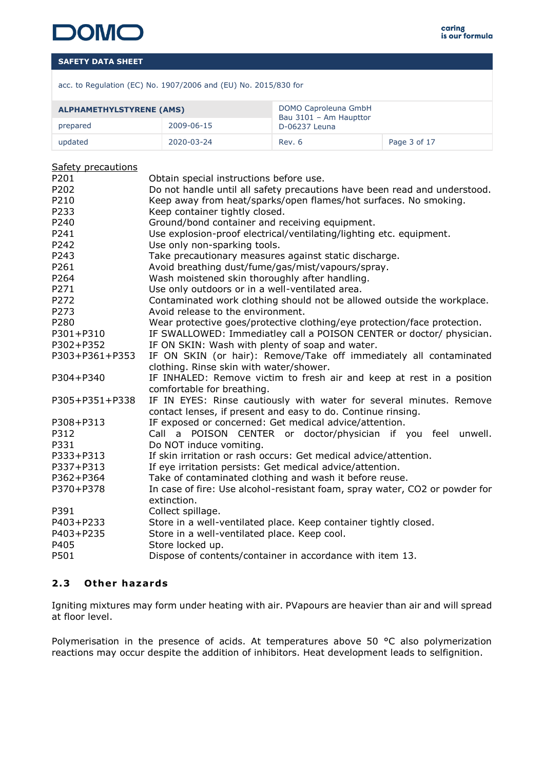Safety precautions

| | |
|---|---|
| P201 | Obtain special instructions before use. |
| P202 | Do not handle until all safety precautions have been read and understood. |
| P210 | Keep away from heat/sparks/open flames/hot surfaces. No smoking. |
| P233 | Keep container tightly closed. |
| P240 | Ground/bond container and receiving equipment. |
| P241 | Use explosion-proof electrical/ventilating/lighting etc. equipment. |
| P242 | Use only non-sparking tools. |
| P243 | Take precautionary measures against static discharge. |
| P261 | Avoid breathing dust/fume/gas/mist/vapours/spray. |
| P264 | Wash moistened skin thoroughly after handling. |
| P271 | Use only outdoors or in a well-ventilated area. |
| P272 | Contaminated work clothing should not be allowed outside the workplace. |
| P273 | Avoid release to the environment. |
| P280 | Wear protective goes/protective clothing/eye protection/face protection. |
| P301+P310 | IF SWALLOWED: Immediatley call a POISON CENTER or doctor/ physician. |
| P302+P352 | IF ON SKIN: Wash with plenty of soap and water. |
| P303+P361+P353 | IF ON SKIN (or hair): Remove/Take off immediately all contaminated clothing. Rinse skin with water/shower. |
| P304+P340 | IF INHALED: Remove victim to fresh air and keep at rest in a position comfortable for breathing. |
| P305+P351+P338 | IF IN EYES: Rinse cautiously with water for several minutes. Remove contact lenses, if present and easy to do. Continue rinsing. |
| P308+P313 | IF exposed or concerned: Get medical advice/attention. |
| P312 | Call a POISON CENTER or doctor/physician if you feel unwell. |
| P331 | Do NOT induce vomiting. |
| P333+P313 | If skin irritation or rash occurs: Get medical advice/attention. |
| P337+P313 | If eye irritation persists: Get medical advice/attention. |
| P362+P364 | Take of contaminated clothing and wash it before reuse. |
| P370+P378 | In case of fire: Use alcohol-resistant foam, spray water, CO2 or powder for extinction. |
| P391 | Collect spillage. |
| P403+P233 | Store in a well-ventilated place. Keep container tightly closed. |
| P403+P235 | Store in a well-ventilated place. Keep cool. |
| P405 | Store locked up. |
| P501 | Dispose of contents/container in accordance with item 13. |

## 2.3 Other hazards

Igniting mixtures may form under heating with air. PVapours are heavier than air and will spread at floor level.

Polymerisation in the presence of acids. At temperatures above 50 °C also polymerization reactions may occur despite the addition of inhibitors. Heat development leads to selfignition.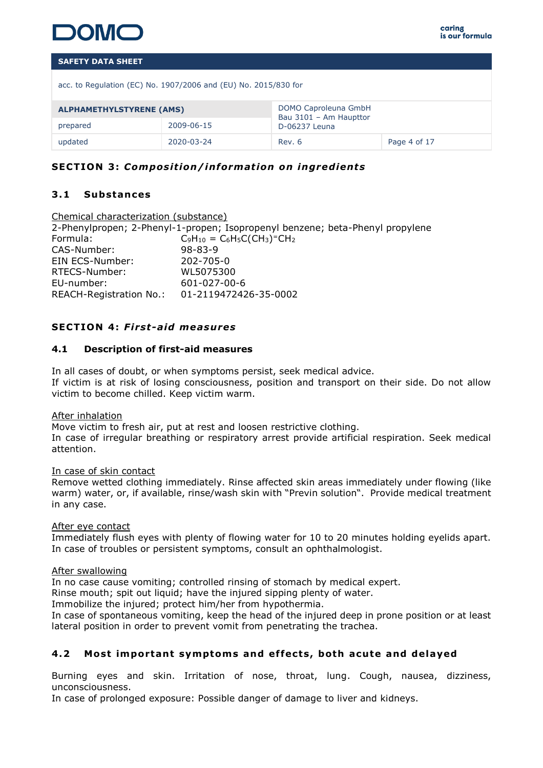## SECTION 3: *Composition/information on ingredients*

### 3.1 Substances

Chemical characterization (substance)

2-Phenylpropen; 2-Phenyl-1-propen; Isopropenyl benzene; beta-Phenyl propylene

| | |
|---|---|
| Formula: | $C_9H_{10} = C_6H_5C(CH_3)=CH_2$ |
| CAS-Number: | 98-83-9 |
| EIN ECS-Number: | 202-705-0 |
| RTECS-Number: | WL5075300 |
| EU-number: | 601-027-00-6 |
| REACH-Registration No.: | 01-2119472426-35-0002 |

## SECTION 4: *First-aid measures*

### 4.1 Description of first-aid measures

In all cases of doubt, or when symptoms persist, seek medical advice.
If victim is at risk of losing consciousness, position and transport on their side. Do not allow victim to become chilled. Keep victim warm.

After inhalation

Move victim to fresh air, put at rest and loosen restrictive clothing.
In case of irregular breathing or respiratory arrest provide artificial respiration. Seek medical attention.

In case of skin contact

Remove wetted clothing immediately. Rinse affected skin areas immediately under flowing (like warm) water, or, if available, rinse/wash skin with "Previn solution". Provide medical treatment in any case.

After eye contact

Immediately flush eyes with plenty of flowing water for 10 to 20 minutes holding eyelids apart. In case of troubles or persistent symptoms, consult an ophthalmologist.

After swallowing

In no case cause vomiting; controlled rinsing of stomach by medical expert.
Rinse mouth; spit out liquid; have the injured sipping plenty of water.
Immobilize the injured; protect him/her from hypothermia.
In case of spontaneous vomiting, keep the head of the injured deep in prone position or at least lateral position in order to prevent vomit from penetrating the trachea.

### 4.2 Most important symptoms and effects, both acute and delayed

Burning eyes and skin. Irritation of nose, throat, lung. Cough, nausea, dizziness, unconsciousness.
In case of prolonged exposure: Possible danger of damage to liver and kidneys.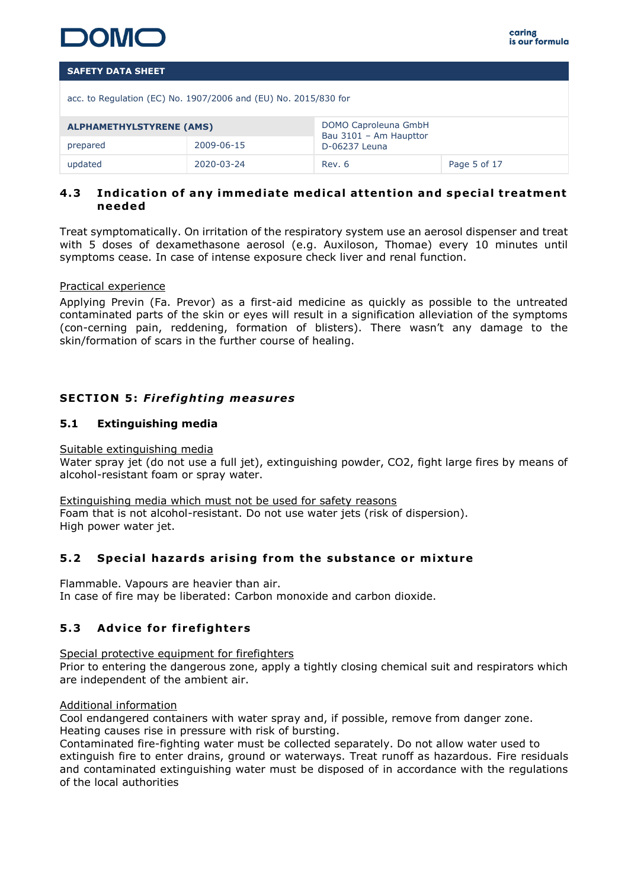### 4.3 Indication of any immediate medical attention and special treatment needed

Treat symptomatically. On irritation of the respiratory system use an aerosol dispenser and treat with 5 doses of dexamethasone aerosol (e.g. Auxiloson, Thomae) every 10 minutes until symptoms cease. In case of intense exposure check liver and renal function.

Practical experience

Applying Previn (Fa. Prevor) as a first-aid medicine as quickly as possible to the untreated contaminated parts of the skin or eyes will result in a signification alleviation of the symptoms (con-cerning pain, reddening, formation of blisters). There wasn't any damage to the skin/formation of scars in the further course of healing.

## SECTION 5: *Firefighting measures*

### 5.1 Extinguishing media

Suitable extinguishing media

Water spray jet (do not use a full jet), extinguishing powder, $CO_2$, fight large fires by means of alcohol-resistant foam or spray water.

Extinguishing media which must not be used for safety reasons

Foam that is not alcohol-resistant. Do not use water jets (risk of dispersion).
High power water jet.

### 5.2 Special hazards arising from the substance or mixture

Flammable. Vapours are heavier than air.
In case of fire may be liberated: Carbon monoxide and carbon dioxide.

### 5.3 Advice for firefighters

Special protective equipment for firefighters

Prior to entering the dangerous zone, apply a tightly closing chemical suit and respirators which are independent of the ambient air.

Additional information

Cool endangered containers with water spray and, if possible, remove from danger zone.
Heating causes rise in pressure with risk of bursting.
Contaminated fire-fighting water must be collected separately. Do not allow water used to extinguish fire to enter drains, ground or waterways. Treat runoff as hazardous. Fire residuals and contaminated extinguishing water must be disposed of in accordance with the regulations of the local authorities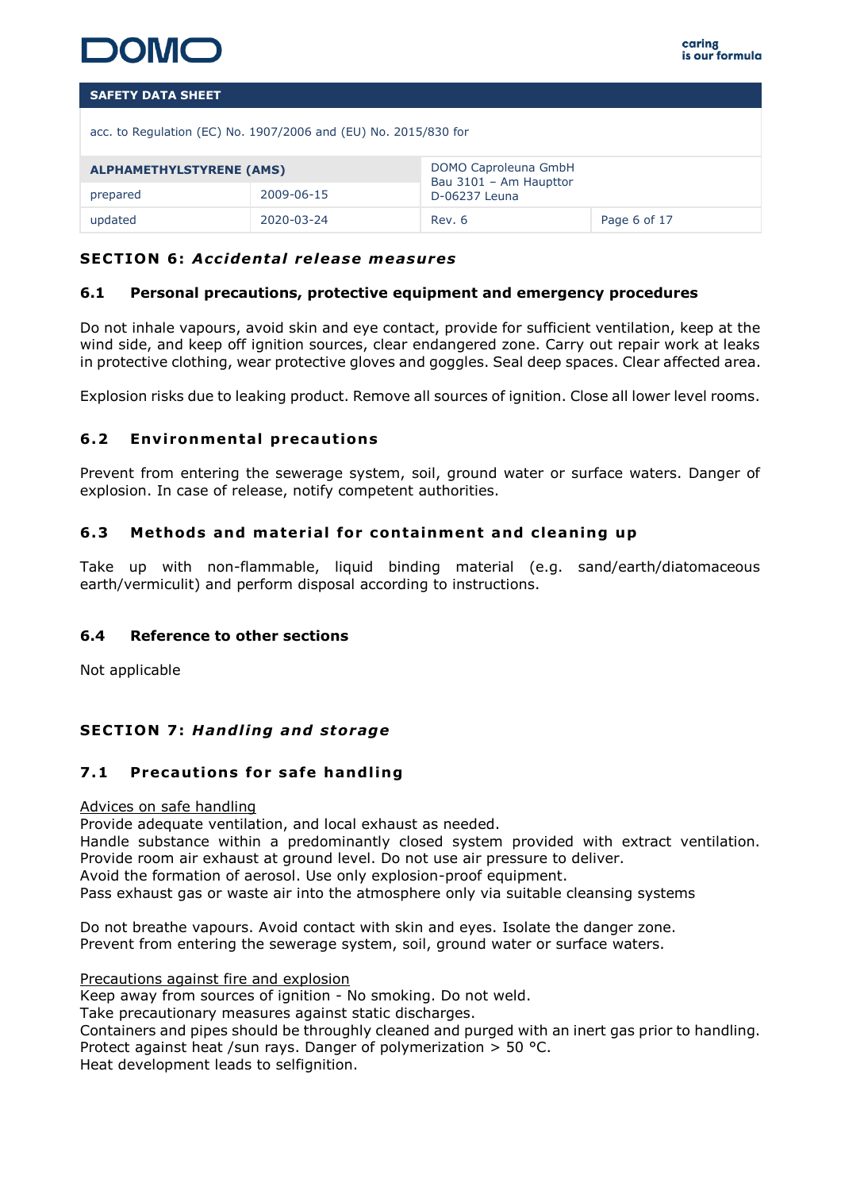## SECTION 6: *Accidental release measures*

### 6.1 Personal precautions, protective equipment and emergency procedures

Do not inhale vapours, avoid skin and eye contact, provide for sufficient ventilation, keep at the wind side, and keep off ignition sources, clear endangered zone. Carry out repair work at leaks in protective clothing, wear protective gloves and goggles. Seal deep spaces. Clear affected area.

Explosion risks due to leaking product. Remove all sources of ignition. Close all lower level rooms.

### 6.2 Environmental precautions

Prevent from entering the sewerage system, soil, ground water or surface waters. Danger of explosion. In case of release, notify competent authorities.

### 6.3 Methods and material for containment and cleaning up

Take up with non-flammable, liquid binding material (e.g. sand/earth/diatomaceous earth/vermiculit) and perform disposal according to instructions.

### 6.4 Reference to other sections

Not applicable

## SECTION 7: *Handling and storage*

### 7.1 Precautions for safe handling

Advices on safe handling
Provide adequate ventilation, and local exhaust as needed.
Handle substance within a predominantly closed system provided with extract ventilation. Provide room air exhaust at ground level. Do not use air pressure to deliver.
Avoid the formation of aerosol. Use only explosion-proof equipment.
Pass exhaust gas or waste air into the atmosphere only via suitable cleansing systems

Do not breathe vapours. Avoid contact with skin and eyes. Isolate the danger zone.
Prevent from entering the sewerage system, soil, ground water or surface waters.

Precautions against fire and explosion
Keep away from sources of ignition - No smoking. Do not weld.
Take precautionary measures against static discharges.
Containers and pipes should be throughly cleaned and purged with an inert gas prior to handling.
Protect against heat /sun rays. Danger of polymerization > 50 °C.
Heat development leads to selfignition.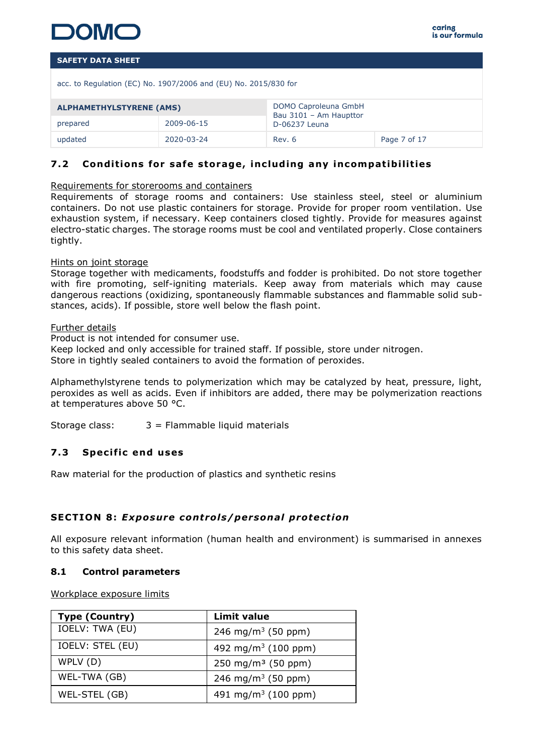## 7.2 Conditions for safe storage, including any incompatibilities

Requirements for storerooms and containers

Requirements of storage rooms and containers: Use stainless steel, steel or aluminium containers. Do not use plastic containers for storage. Provide for proper room ventilation. Use exhaustion system, if necessary. Keep containers closed tightly. Provide for measures against electro-static charges. The storage rooms must be cool and ventilated properly. Close containers tightly.

Hints on joint storage

Storage together with medicaments, foodstuffs and fodder is prohibited. Do not store together with fire promoting, self-igniting materials. Keep away from materials which may cause dangerous reactions (oxidizing, spontaneously flammable substances and flammable solid sub-stances, acids). If possible, store well below the flash point.

Further details

Product is not intended for consumer use.
Keep locked and only accessible for trained staff. If possible, store under nitrogen.
Store in tightly sealed containers to avoid the formation of peroxides.

Alphamethylstyrene tends to polymerization which may be catalyzed by heat, pressure, light, peroxides as well as acids. Even if inhibitors are added, there may be polymerization reactions at temperatures above 50 °C.

Storage class: 3 = Flammable liquid materials

## 7.3 Specific end uses

Raw material for the production of plastics and synthetic resins

# SECTION 8: *Exposure controls/personal protection*

All exposure relevant information (human health and environment) is summarised in annexes to this safety data sheet.

## 8.1 Control parameters

Workplace exposure limits

| Type (Country) | Limit value |
|---|---|
| IOELV: TWA (EU) | 246 mg/m$^3$ (50 ppm) |
| IOELV: STEL (EU) | 492 mg/m$^3$ (100 ppm) |
| WPLV (D) | 250 mg/m$^3$ (50 ppm) |
| WEL-TWA (GB) | 246 mg/m$^3$ (50 ppm) |
| WEL-STEL (GB) | 491 mg/m$^3$ (100 ppm) |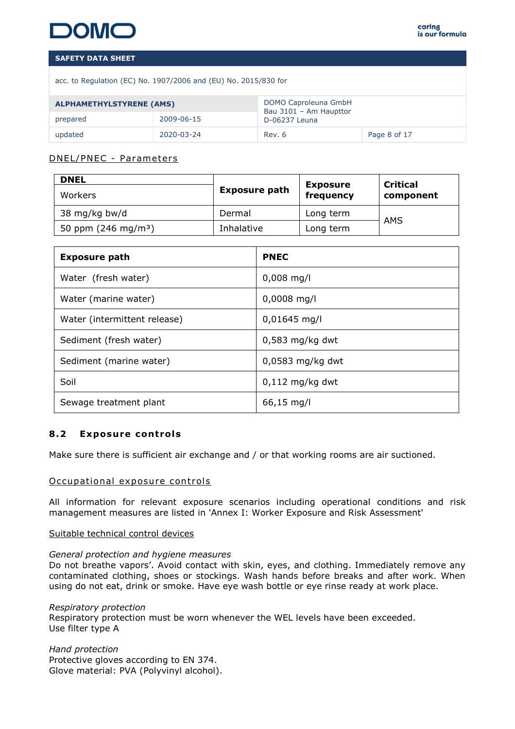DNEL/PNEC - Parameters

| DNEL<br>Workers | Exposure path | Exposure frequency | Critical component |
|---|---|---|---|
| 38 mg/kg bw/d | Dermal | Long term | AMS |
| 50 ppm (246 mg/m³) | Inhalative | Long term | |

| Exposure path | PNEC |
|---|---|
| Water (fresh water) | 0,008 mg/l |
| Water (marine water) | 0,0008 mg/l |
| Water (intermittent release) | 0,01645 mg/l |
| Sediment (fresh water) | 0,583 mg/kg dwt |
| Sediment (marine water) | 0,0583 mg/kg dwt |
| Soil | 0,112 mg/kg dwt |
| Sewage treatment plant | 66,15 mg/l |

## 8.2 Exposure controls

Make sure there is sufficient air exchange and / or that working rooms are air suctioned.

Occupational exposure controls

All information for relevant exposure scenarios including operational conditions and risk management measures are listed in 'Annex I: Worker Exposure and Risk Assessment'

Suitable technical control devices

*General protection and hygiene measures*
Do not breathe vapors'. Avoid contact with skin, eyes, and clothing. Immediately remove any contaminated clothing, shoes or stockings. Wash hands before breaks and after work. When using do not eat, drink or smoke. Have eye wash bottle or eye rinse ready at work place.

*Respiratory protection*
Respiratory protection must be worn whenever the WEL levels have been exceeded.
Use filter type A

*Hand protection*
Protective gloves according to EN 374.
Glove material: PVA (Polyvinyl alcohol).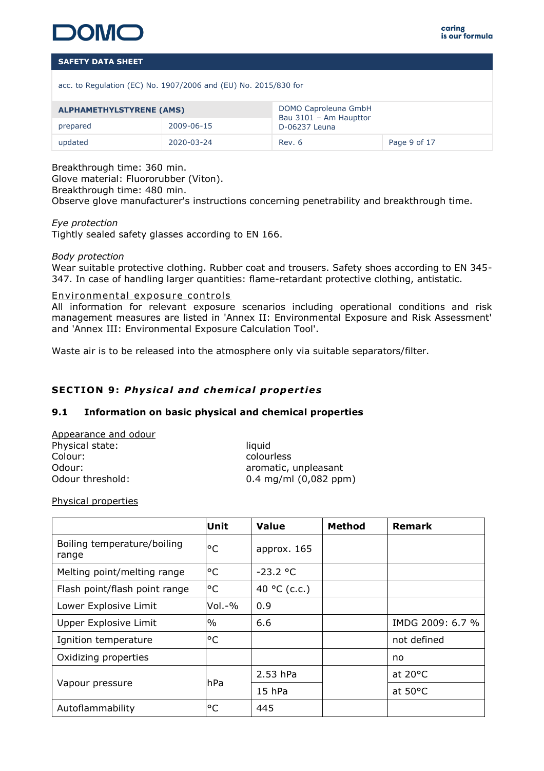Breakthrough time: 360 min.
Glove material: Fluororubber (Viton).
Breakthrough time: 480 min.
Observe glove manufacturer's instructions concerning penetrability and breakthrough time.

*Eye protection*
Tightly sealed safety glasses according to EN 166.

*Body protection*
Wear suitable protective clothing. Rubber coat and trousers. Safety shoes according to EN 345-347. In case of handling larger quantities: flame-retardant protective clothing, antistatic.

Environmental exposure controls
All information for relevant exposure scenarios including operational conditions and risk management measures are listed in 'Annex II: Environmental Exposure and Risk Assessment' and 'Annex III: Environmental Exposure Calculation Tool'.

Waste air is to be released into the atmosphere only via suitable separators/filter.

## SECTION 9: *Physical and chemical properties*

### 9.1 Information on basic physical and chemical properties

Appearance and odour

Physical state: liquid
Colour: colourless
Odour: aromatic, unpleasant
Odour threshold: 0.4 mg/ml (0,082 ppm)

Physical properties

| | Unit | Value | Method | Remark |
|---|---|---|---|---|
| Boiling temperature/boiling range | °C | approx. 165 | | |
| Melting point/melting range | °C | -23.2 °C | | |
| Flash point/flash point range | °C | 40 °C (c.c.) | | |
| Lower Explosive Limit | Vol.-% | 0.9 | | |
| Upper Explosive Limit | % | 6.6 | | IMDG 2009: 6.7 % |
| Ignition temperature | °C | | | not defined |
| Oxidizing properties | | | | no |
| Vapour pressure | hPa | 2.53 hPa | | at 20°C |
| | | 15 hPa | | at 50°C |
| Autoflammability | °C | 445 | | |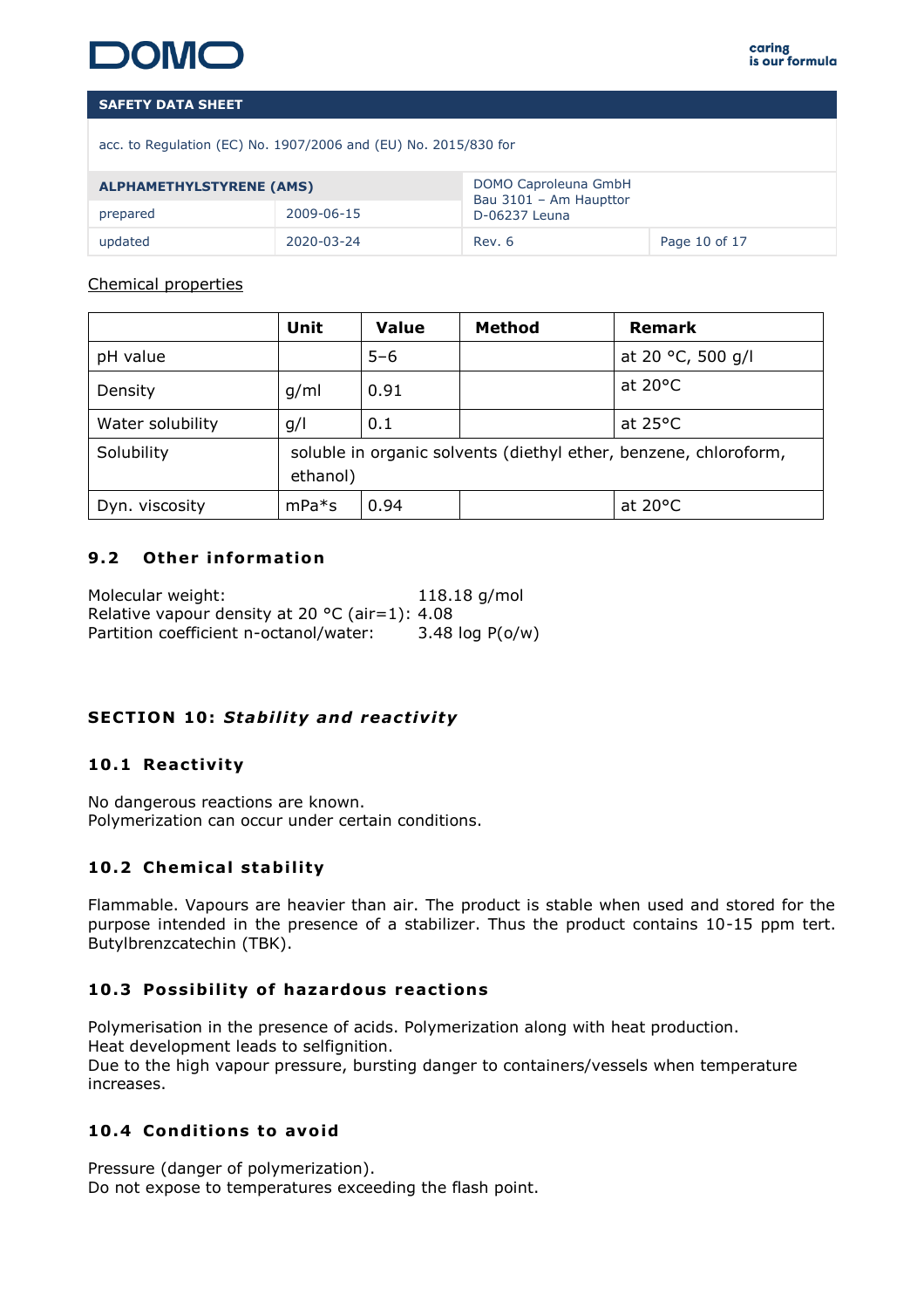Chemical properties

| | Unit | Value | Method | Remark |
|---|---|---|---|---|
| pH value | | 5–6 | | at 20 °C, 500 g/l |
| Density | g/ml | 0.91 | | at 20°C |
| Water solubility | g/l | 0.1 | | at 25°C |
| Solubility | soluble in organic solvents (diethyl ether, benzene, chloroform, ethanol) | | | |
| Dyn. viscosity | mPa*s | 0.94 | | at 20°C |

### 9.2 Other information

Molecular weight: 118.18 g/mol
Relative vapour density at 20 °C (air=1): 4.08
Partition coefficient n-octanol/water: 3.48 log P(o/w)

## SECTION 10: *Stability and reactivity*

### 10.1 Reactivity

No dangerous reactions are known.
Polymerization can occur under certain conditions.

### 10.2 Chemical stability

Flammable. Vapours are heavier than air. The product is stable when used and stored for the purpose intended in the presence of a stabilizer. Thus the product contains 10-15 ppm tert. Butylbrenzcatechin (TBK).

### 10.3 Possibility of hazardous reactions

Polymerisation in the presence of acids. Polymerization along with heat production.
Heat development leads to selfignition.
Due to the high vapour pressure, bursting danger to containers/vessels when temperature increases.

### 10.4 Conditions to avoid

Pressure (danger of polymerization).
Do not expose to temperatures exceeding the flash point.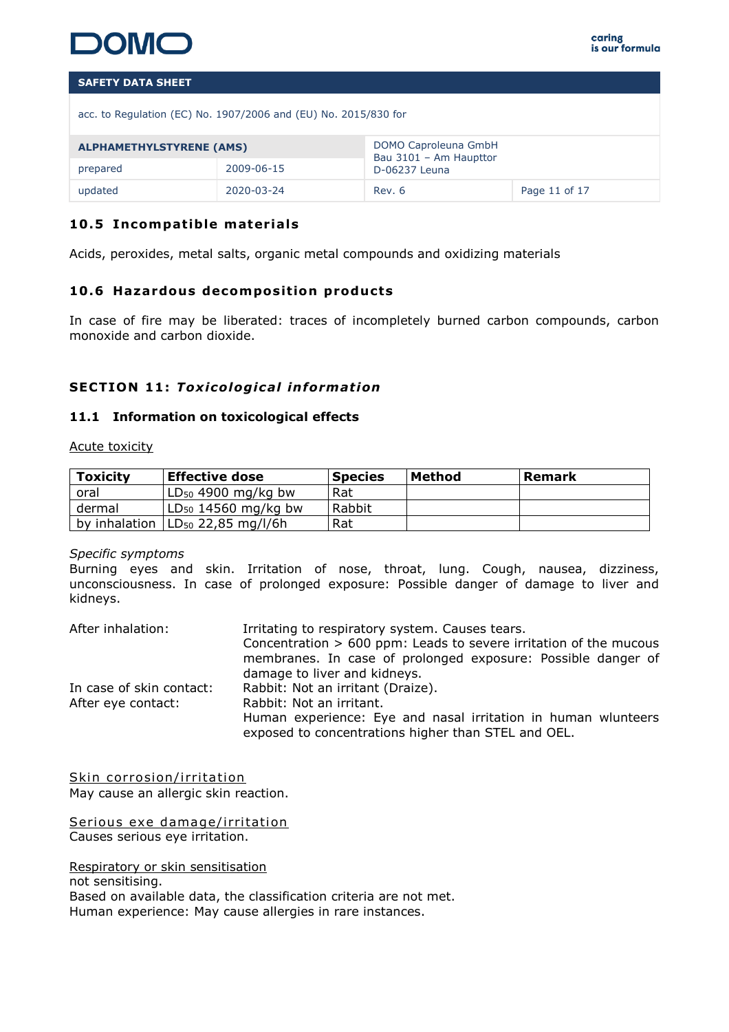### 10.5 Incompatible materials

Acids, peroxides, metal salts, organic metal compounds and oxidizing materials

### 10.6 Hazardous decomposition products

In case of fire may be liberated: traces of incompletely burned carbon compounds, carbon monoxide and carbon dioxide.

## SECTION 11: *Toxicological information*

### 11.1 Information on toxicological effects

Acute toxicity

| Toxicity | Effective dose | Species | Method | Remark |
|---|---|---|---|---|
| oral | $LD_{50}$ 4900 mg/kg bw | Rat | | |
| dermal | $LD_{50}$ 14560 mg/kg bw | Rabbit | | |
| by inhalation | $LD_{50}$ 22,85 mg/l/6h | Rat | | |

*Specific symptoms*
Burning eyes and skin. Irritation of nose, throat, lung. Cough, nausea, dizziness, unconsciousness. In case of prolonged exposure: Possible danger of damage to liver and kidneys.

After inhalation: Irritating to respiratory system. Causes tears.
Concentration > 600 ppm: Leads to severe irritation of the mucous membranes. In case of prolonged exposure: Possible danger of damage to liver and kidneys.

In case of skin contact: Rabbit: Not an irritant (Draize).

After eye contact: Rabbit: Not an irritant.
Human experience: Eye and nasal irritation in human wlunteers exposed to concentrations higher than STEL and OEL.

Skin corrosion/irritation
May cause an allergic skin reaction.

Serious exe damage/irritation
Causes serious eye irritation.

Respiratory or skin sensitisation
not sensitising.
Based on available data, the classification criteria are not met.
Human experience: May cause allergies in rare instances.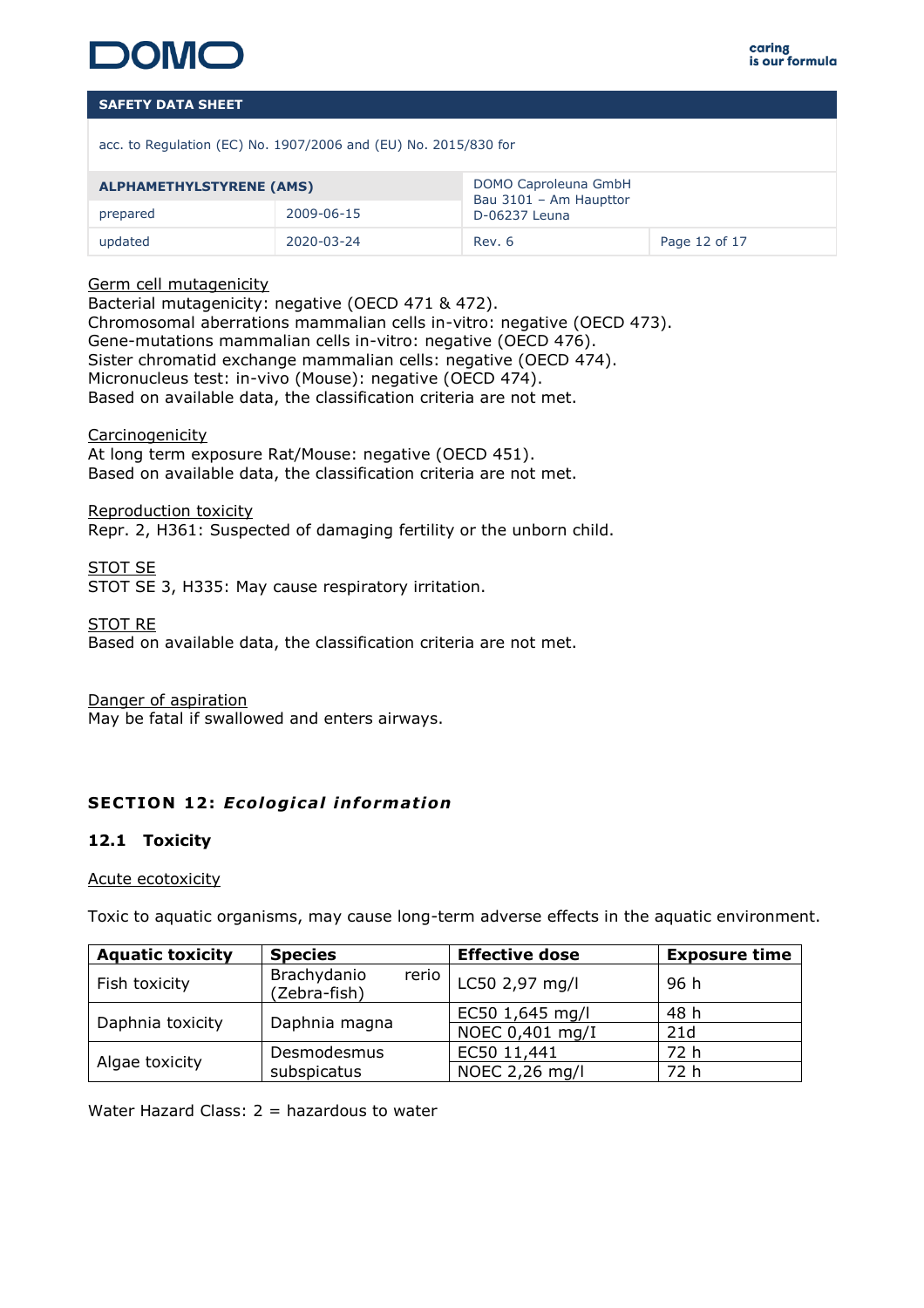Germ cell mutagenicity
Bacterial mutagenicity: negative (OECD 471 & 472).
Chromosomal aberrations mammalian cells in-vitro: negative (OECD 473).
Gene-mutations mammalian cells in-vitro: negative (OECD 476).
Sister chromatid exchange mammalian cells: negative (OECD 474).
Micronucleus test: in-vivo (Mouse): negative (OECD 474).
Based on available data, the classification criteria are not met.

Carcinogenicity
At long term exposure Rat/Mouse: negative (OECD 451).
Based on available data, the classification criteria are not met.

Reproduction toxicity
Repr. 2, H361: Suspected of damaging fertility or the unborn child.

STOT SE
STOT SE 3, H335: May cause respiratory irritation.

STOT RE
Based on available data, the classification criteria are not met.

Danger of aspiration
May be fatal if swallowed and enters airways.

## SECTION 12: *Ecological information*

### 12.1 Toxicity

Acute ecotoxicity

Toxic to aquatic organisms, may cause long-term adverse effects in the aquatic environment.

| Aquatic toxicity | Species | Effective dose | Exposure time |
|---|---|---|---|
| Fish toxicity | Brachydanio rerio (Zebra-fish) | LC50 2,97 mg/l | 96 h |
| Daphnia toxicity | Daphnia magna | EC50 1,645 mg/l | 48 h |
| | | NOEC 0,401 mg/I | 21d |
| Algae toxicity | Desmodesmus subspicatus | EC50 11,441 | 72 h |
| | | NOEC 2,26 mg/l | 72 h |

Water Hazard Class: 2 = hazardous to water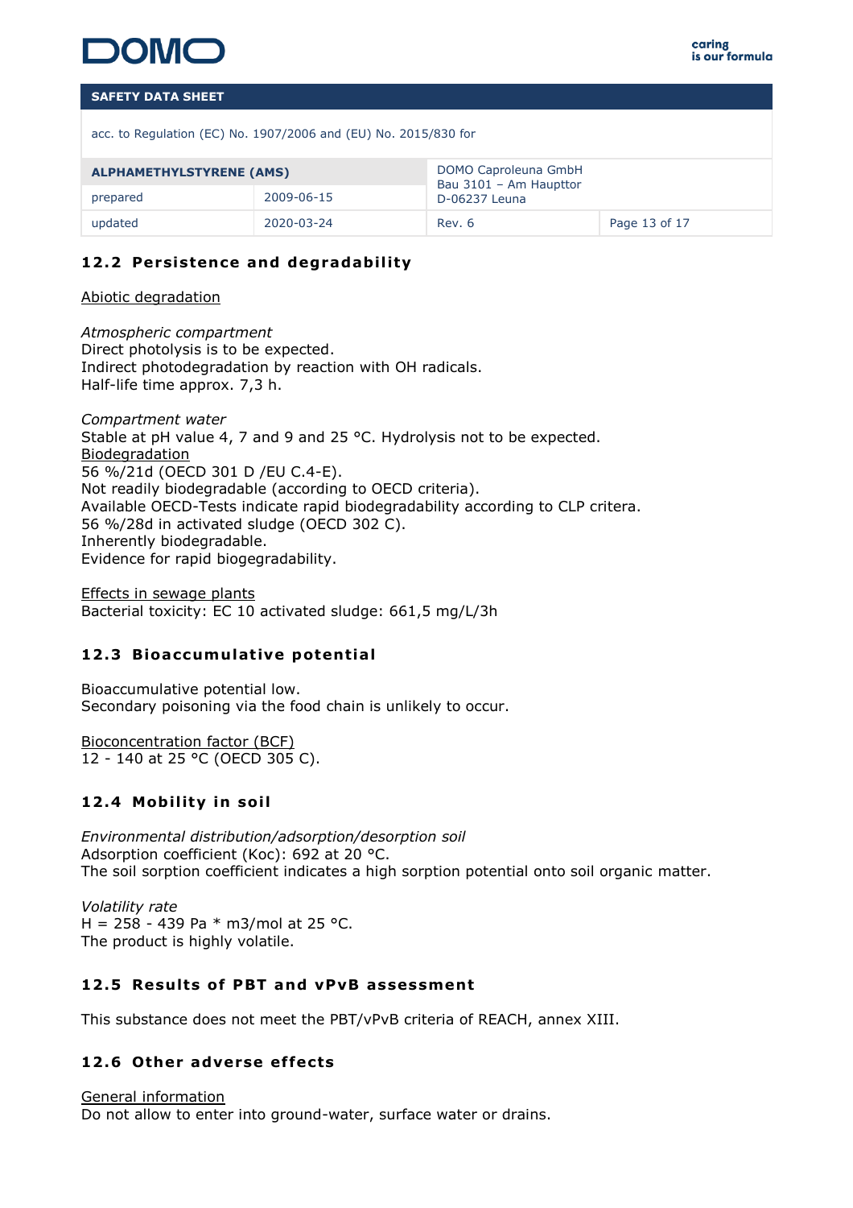## 12.2 Persistence and degradability

Abiotic degradation

*Atmospheric compartment*
Direct photolysis is to be expected.
Indirect photodegradation by reaction with OH radicals.
Half-life time approx. 7,3 h.

*Compartment water*
Stable at pH value 4, 7 and 9 and 25 °C. Hydrolysis not to be expected.
Biodegradation
56 %/21d (OECD 301 D /EU C.4-E).
Not readily biodegradable (according to OECD criteria).
Available OECD-Tests indicate rapid biodegradability according to CLP critera.
56 %/28d in activated sludge (OECD 302 C).
Inherently biodegradable.
Evidence for rapid biogegradability.

Effects in sewage plants
Bacterial toxicity: EC 10 activated sludge: 661,5 mg/L/3h

## 12.3 Bioaccumulative potential

Bioaccumulative potential low.
Secondary poisoning via the food chain is unlikely to occur.

Bioconcentration factor (BCF)
12 - 140 at 25 °C (OECD 305 C).

## 12.4 Mobility in soil

*Environmental distribution/adsorption/desorption soil*
Adsorption coefficient (Koc): 692 at 20 °C.
The soil sorption coefficient indicates a high sorption potential onto soil organic matter.

*Volatility rate*
H = 258 - 439 Pa * m3/mol at 25 °C.
The product is highly volatile.

## 12.5 Results of PBT and vPvB assessment

This substance does not meet the PBT/vPvB criteria of REACH, annex XIII.

## 12.6 Other adverse effects

General information
Do not allow to enter into ground-water, surface water or drains.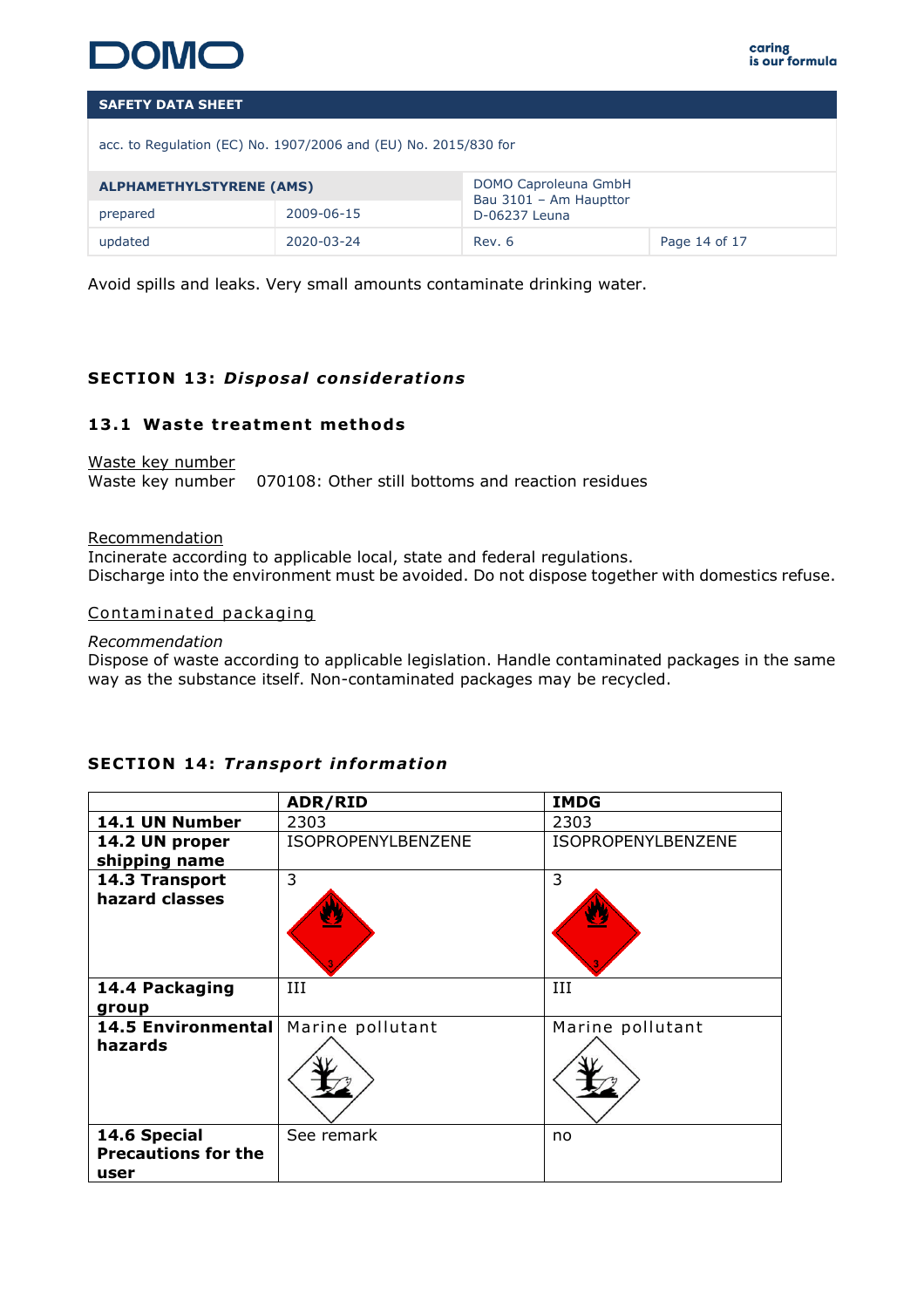Avoid spills and leaks. Very small amounts contaminate drinking water.

## SECTION 13: *Disposal considerations*

### 13.1 Waste treatment methods

Waste key number
Waste key number 070108: Other still bottoms and reaction residues

Recommendation
Incinerate according to applicable local, state and federal regulations.
Discharge into the environment must be avoided. Do not dispose together with domestics refuse.

Contaminated packaging

*Recommendation*
Dispose of waste according to applicable legislation. Handle contaminated packages in the same way as the substance itself. Non-contaminated packages may be recycled.

## SECTION 14: *Transport information*

| | ADR/RID | IMDG |
|---|---|---|
| **14.1 UN Number** | 2303 | 2303 |
| **14.2 UN proper shipping name** | ISOPROPENYLBENZENE | ISOPROPENYLBENZENE |
| **14.3 Transport hazard classes** | 3 | 3 |
| **14.4 Packaging group** | III | III |
| **14.5 Environmental hazards** | Marine pollutant | Marine pollutant |
| **14.6 Special Precautions for the user** | See remark | no |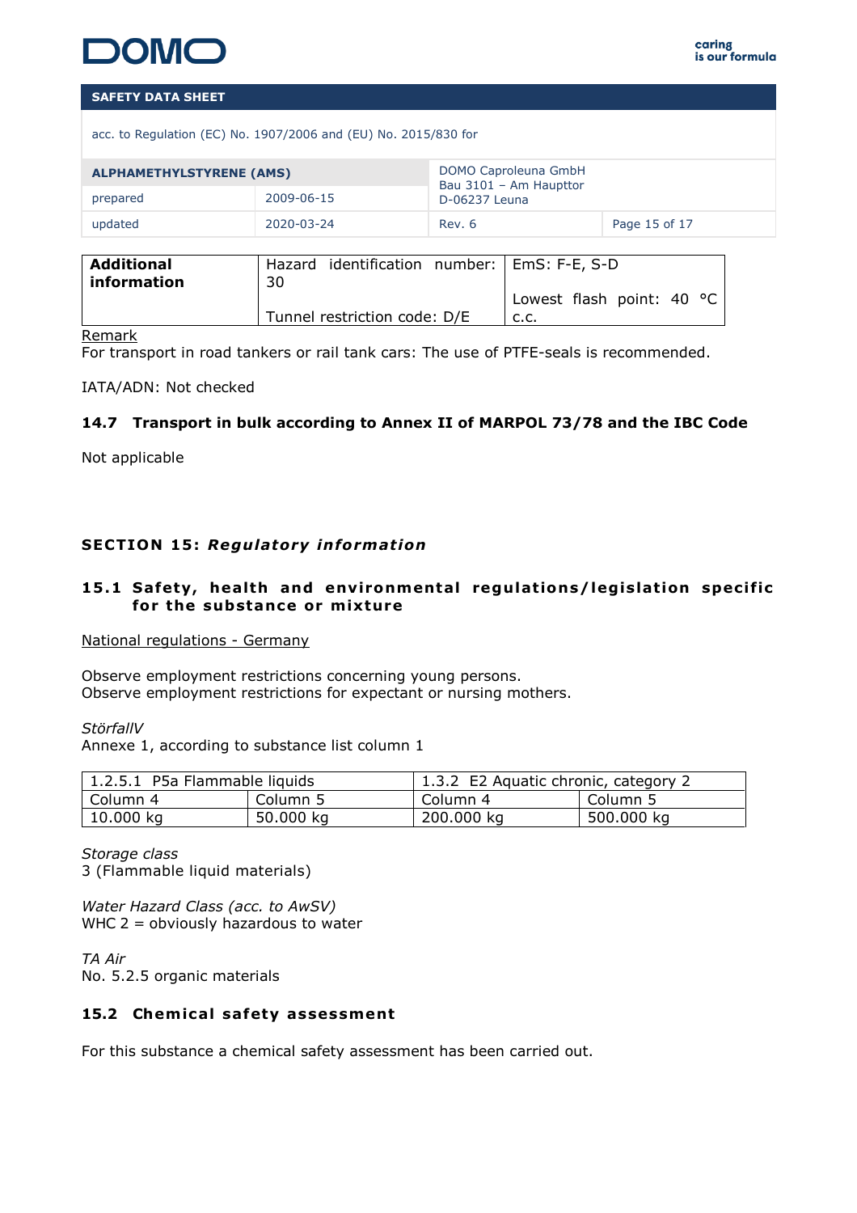| Additional information | Hazard identification number: 30<br><br>Tunnel restriction code: D/E | EmS: F-E, S-D<br><br>Lowest flash point: 40 °C c.c. |
|---|---|---|

Remark
For transport in road tankers or rail tank cars: The use of PTFE-seals is recommended.

IATA/ADN: Not checked

### 14.7 Transport in bulk according to Annex II of MARPOL 73/78 and the IBC Code

Not applicable

## SECTION 15: *Regulatory information*

### 15.1 Safety, health and environmental regulations/legislation specific for the substance or mixture

National regulations - Germany

Observe employment restrictions concerning young persons.
Observe employment restrictions for expectant or nursing mothers.

*StörfallV*
Annexe 1, according to substance list column 1

| 1.2.5.1 P5a Flammable liquids | | 1.3.2 E2 Aquatic chronic, category 2 | |
|---|---|---|---|
| Column 4 | Column 5 | Column 4 | Column 5 |
| 10.000 kg | 50.000 kg | 200.000 kg | 500.000 kg |

*Storage class*
3 (Flammable liquid materials)

*Water Hazard Class (acc. to AwSV)*
WHC 2 = obviously hazardous to water

*TA Air*
No. 5.2.5 organic materials

### 15.2 Chemical safety assessment

For this substance a chemical safety assessment has been carried out.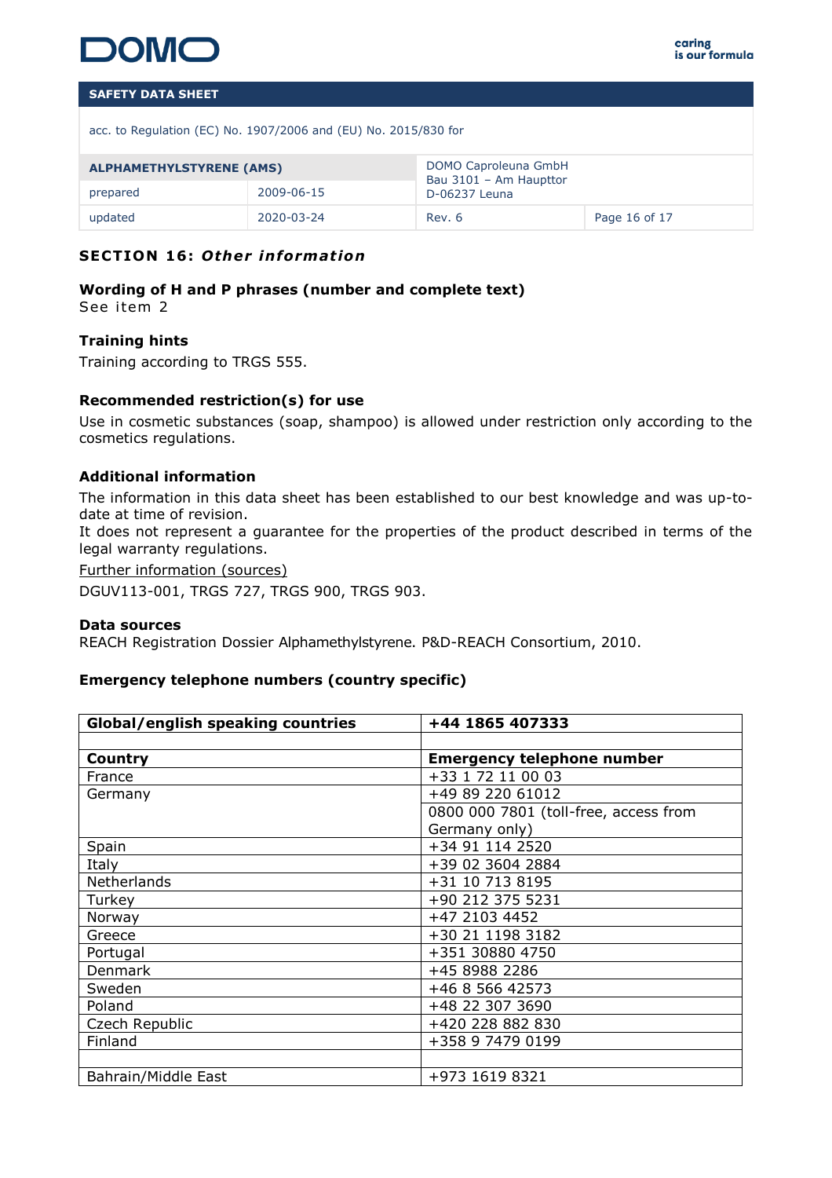## SECTION 16: *Other information*

**Wording of H and P phrases (number and complete text)**
See item 2

**Training hints**
Training according to TRGS 555.

**Recommended restriction(s) for use**
Use in cosmetic substances (soap, shampoo) is allowed under restriction only according to the cosmetics regulations.

**Additional information**
The information in this data sheet has been established to our best knowledge and was up-to-date at time of revision.
It does not represent a guarantee for the properties of the product described in terms of the legal warranty regulations.

Further information (sources)

DGUV113-001, TRGS 727, TRGS 900, TRGS 903.

**Data sources**
REACH Registration Dossier Alphamethylstyrene. P&D-REACH Consortium, 2010.

**Emergency telephone numbers (country specific)**

| **Global/english speaking countries** | **+44 1865 407333** |
|---|---|
| | |
| **Country** | **Emergency telephone number** |
| France | +33 1 72 11 00 03 |
| Germany | +49 89 220 61012 |
| | 0800 000 7801 (toll-free, access from Germany only) |
| Spain | +34 91 114 2520 |
| Italy | +39 02 3604 2884 |
| Netherlands | +31 10 713 8195 |
| Turkey | +90 212 375 5231 |
| Norway | +47 2103 4452 |
| Greece | +30 21 1198 3182 |
| Portugal | +351 30880 4750 |
| Denmark | +45 8988 2286 |
| Sweden | +46 8 566 42573 |
| Poland | +48 22 307 3690 |
| Czech Republic | +420 228 882 830 |
| Finland | +358 9 7479 0199 |
| | |
| Bahrain/Middle East | +973 1619 8321 |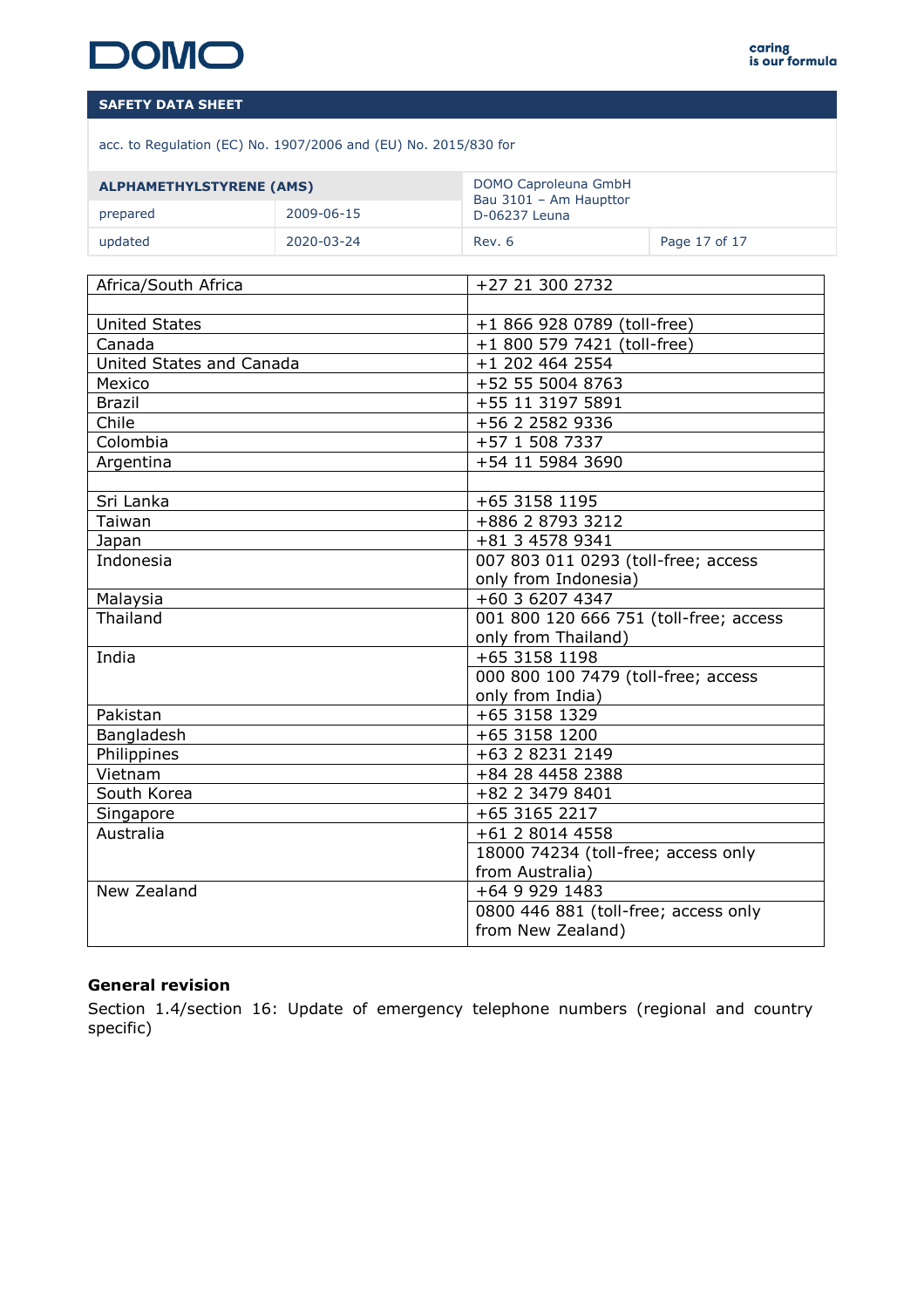| | |
|---|---|
| Africa/South Africa | +27 21 300 2732 |
| | |
| United States | +1 866 928 0789 (toll-free) |
| Canada | +1 800 579 7421 (toll-free) |
| United States and Canada | +1 202 464 2554 |
| Mexico | +52 55 5004 8763 |
| Brazil | +55 11 3197 5891 |
| Chile | +56 2 2582 9336 |
| Colombia | +57 1 508 7337 |
| Argentina | +54 11 5984 3690 |
| | |
| Sri Lanka | +65 3158 1195 |
| Taiwan | +886 2 8793 3212 |
| Japan | +81 3 4578 9341 |
| Indonesia | 007 803 011 0293 (toll-free; access only from Indonesia) |
| Malaysia | +60 3 6207 4347 |
| Thailand | 001 800 120 666 751 (toll-free; access only from Thailand) |
| India | +65 3158 1198 |
| | 000 800 100 7479 (toll-free; access only from India) |
| Pakistan | +65 3158 1329 |
| Bangladesh | +65 3158 1200 |
| Philippines | +63 2 8231 2149 |
| Vietnam | +84 28 4458 2388 |
| South Korea | +82 2 3479 8401 |
| Singapore | +65 3165 2217 |
| Australia | +61 2 8014 4558 |
| | 18000 74234 (toll-free; access only from Australia) |
| New Zealand | +64 9 929 1483 |
| | 0800 446 881 (toll-free; access only from New Zealand) |

**General revision**

Section 1.4/section 16: Update of emergency telephone numbers (regional and country specific)